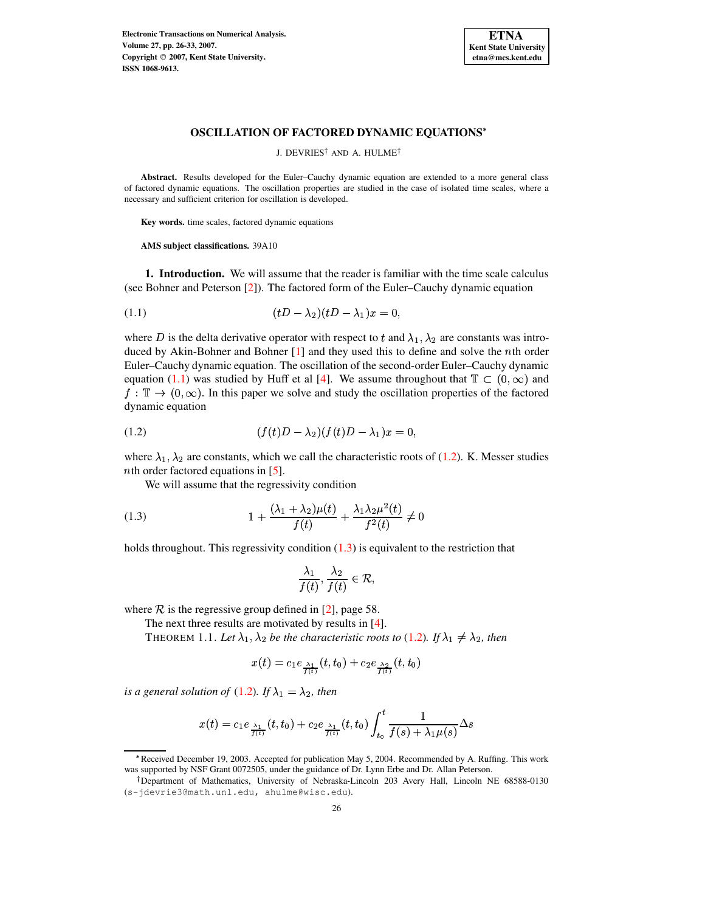# OSCILLATION OF FACTORED DYNAMIC EQUATIONS*

J. DEVRIES† AND A. HULME†

**Abstract.** Results developed for the Euler–Cauchy dynamic equation are extended to a more general class of factored dynamic equations. The oscillation properties are studied in the case of isolated time scales, where a necessary and sufficient criterion for oscillation is developed.

**Key words.** time scales, factored dynamic equations

**AMS subject classifications.** 39A10

## 1. Introduction.

We will assume that the reader is familiar with the time scale calculus (see Bohner and Peterson [2]). The factored form of the Euler–Cauchy dynamic equation

$$(tD - \lambda_2)(tD - \lambda_1)x = 0, \tag{1.1}$$

where $D$ is the delta derivative operator with respect to $t$ and $\lambda_1, \lambda_2$ are constants was introduced by Akin-Bohner and Bohner [1] and they used this to define and solve the $n$th order Euler–Cauchy dynamic equation. The oscillation of the second-order Euler–Cauchy dynamic equation (1.1) was studied by Huff et al [4]. We assume throughout that $\mathbb{T} \subset (0, \infty)$ and $f : \mathbb{T} \to (0, \infty)$. In this paper we solve and study the oscillation properties of the factored dynamic equation

$$(f(t)D - \lambda_2)(f(t)D - \lambda_1)x = 0, \tag{1.2}$$

where $\lambda_1, \lambda_2$ are constants, which we call the characteristic roots of (1.2). K. Messer studies $n$th order factored equations in [5].

We will assume that the regressivity condition

$$1 + \frac{(\lambda_1 + \lambda_2)\mu(t)}{f(t)} + \frac{\lambda_1 \lambda_2 \mu^2(t)}{f^2(t)} \neq 0 \tag{1.3}$$

holds throughout. This regressivity condition (1.3) is equivalent to the restriction that

$$\frac{\lambda_1}{f(t)}, \frac{\lambda_2}{f(t)} \in \mathcal{R},$$

where $\mathcal{R}$ is the regressive group defined in [2], page 58.

The next three results are motivated by results in [4].

THEOREM 1.1. *Let $\lambda_1, \lambda_2$ be the characteristic roots to (1.2). If $\lambda_1 \neq \lambda_2$, then*

$$x(t) = c_1 e_{\frac{\lambda_1}{f(t)}}(t, t_0) + c_2 e_{\frac{\lambda_2}{f(t)}}(t, t_0)$$

*is a general solution of (1.2). If $\lambda_1 = \lambda_2$, then*

$$x(t) = c_1 e_{\frac{\lambda_1}{f(t)}}(t, t_0) + c_2 e_{\frac{\lambda_1}{f(t)}}(t, t_0) \int_{t_0}^{t} \frac{1}{f(s) + \lambda_1 \mu(s)} \Delta s$$

---

*Received December 19, 2003. Accepted for publication May 5, 2004. Recommended by A. Ruffing. This work was supported by NSF Grant 0072505, under the guidance of Dr. Lynn Erbe and Dr. Allan Peterson.

†Department of Mathematics, University of Nebraska-Lincoln 203 Avery Hall, Lincoln NE 68588-0130 (s-jdevrie3@math.unl.edu, ahulme@wisc.edu).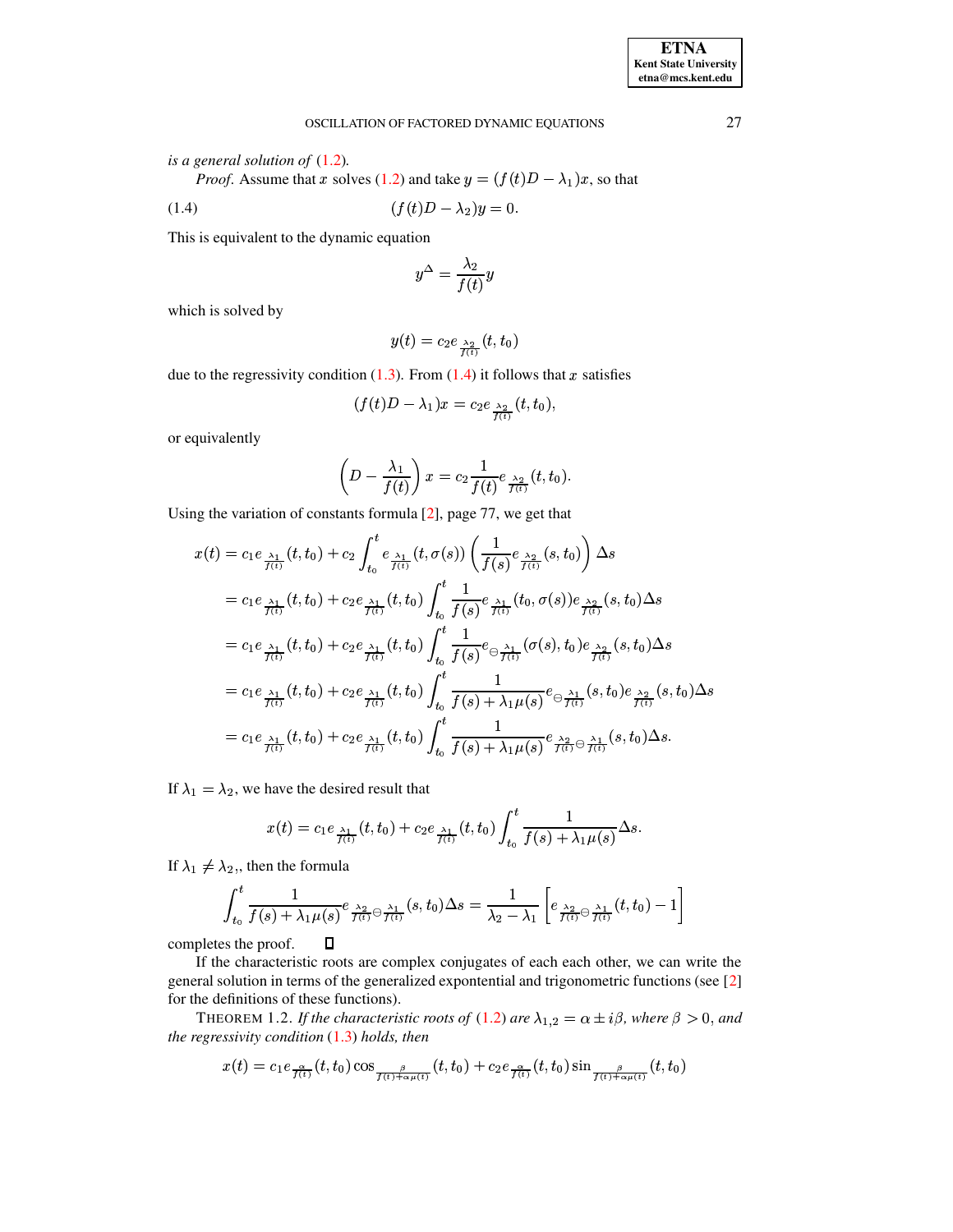*is a general solution of* (1.2)*.*

*Proof.* Assume that $x$ solves (1.2) and take $y = (f(t)D - \lambda_1)x$, so that

$$(f(t)D - \lambda_2)y = 0. \tag{1.4}$$

This is equivalent to the dynamic equation

$$y^{\Delta} = \frac{\lambda_2}{f(t)}y$$

which is solved by

$$y(t) = c_2 e_{\frac{\lambda_2}{f(t)}}(t, t_0)$$

due to the regressivity condition (1.3). From (1.4) it follows that $x$ satisfies

$$(f(t)D - \lambda_1)x = c_2 e_{\frac{\lambda_2}{f(t)}}(t, t_0),$$

or equivalently

$$\left(D - \frac{\lambda_1}{f(t)}\right)x = c_2 \frac{1}{f(t)} e_{\frac{\lambda_2}{f(t)}}(t, t_0).$$

Using the variation of constants formula [2], page 77, we get that

$$\begin{aligned}
x(t) &= c_1 e_{\frac{\lambda_1}{f(t)}}(t, t_0) + c_2 \int_{t_0}^{t} e_{\frac{\lambda_1}{f(t)}}(t, \sigma(s)) \left( \frac{1}{f(s)} e_{\frac{\lambda_2}{f(t)}}(s, t_0) \right) \Delta s \\
&= c_1 e_{\frac{\lambda_1}{f(t)}}(t, t_0) + c_2 e_{\frac{\lambda_1}{f(t)}}(t, t_0) \int_{t_0}^{t} \frac{1}{f(s)} e_{\frac{\lambda_1}{f(t)}}(t_0, \sigma(s)) e_{\frac{\lambda_2}{f(t)}}(s, t_0) \Delta s \\
&= c_1 e_{\frac{\lambda_1}{f(t)}}(t, t_0) + c_2 e_{\frac{\lambda_1}{f(t)}}(t, t_0) \int_{t_0}^{t} \frac{1}{f(s)} e_{\ominus\frac{\lambda_1}{f(t)}}(\sigma(s), t_0) e_{\frac{\lambda_2}{f(t)}}(s, t_0) \Delta s \\
&= c_1 e_{\frac{\lambda_1}{f(t)}}(t, t_0) + c_2 e_{\frac{\lambda_1}{f(t)}}(t, t_0) \int_{t_0}^{t} \frac{1}{f(s) + \lambda_1 \mu(s)} e_{\ominus\frac{\lambda_1}{f(t)}}(s, t_0) e_{\frac{\lambda_2}{f(t)}}(s, t_0) \Delta s \\
&= c_1 e_{\frac{\lambda_1}{f(t)}}(t, t_0) + c_2 e_{\frac{\lambda_1}{f(t)}}(t, t_0) \int_{t_0}^{t} \frac{1}{f(s) + \lambda_1 \mu(s)} e_{\frac{\lambda_2}{f(t)} \ominus \frac{\lambda_1}{f(t)}}(s, t_0) \Delta s.
\end{aligned}$$

If $\lambda_1 = \lambda_2$, we have the desired result that

$$x(t) = c_1 e_{\frac{\lambda_1}{f(t)}}(t, t_0) + c_2 e_{\frac{\lambda_1}{f(t)}}(t, t_0) \int_{t_0}^{t} \frac{1}{f(s) + \lambda_1 \mu(s)} \Delta s.$$

If $\lambda_1 \neq \lambda_2$,, then the formula

$$\int_{t_0}^{t} \frac{1}{f(s) + \lambda_1 \mu(s)} e_{\frac{\lambda_2}{f(t)} \ominus \frac{\lambda_1}{f(t)}}(s, t_0) \Delta s = \frac{1}{\lambda_2 - \lambda_1} \left[ e_{\frac{\lambda_2}{f(t)} \ominus \frac{\lambda_1}{f(t)}}(t, t_0) - 1 \right]$$

completes the proof. ◻

If the characteristic roots are complex conjugates of each each other, we can write the general solution in terms of the generalized expontential and trigonometric functions (see [2] for the definitions of these functions).

THEOREM 1.2. *If the characteristic roots of* (1.2) *are* $\lambda_{1,2} = \alpha \pm i\beta$*, where* $\beta > 0$*, and the regressivity condition* (1.3) *holds, then*

$$x(t) = c_1 e_{\frac{\alpha}{f(t)}}(t, t_0) \cos_{\frac{\beta}{f(t) + \alpha\mu(t)}}(t, t_0) + c_2 e_{\frac{\alpha}{f(t)}}(t, t_0) \sin_{\frac{\beta}{f(t) + \alpha\mu(t)}}(t, t_0)$$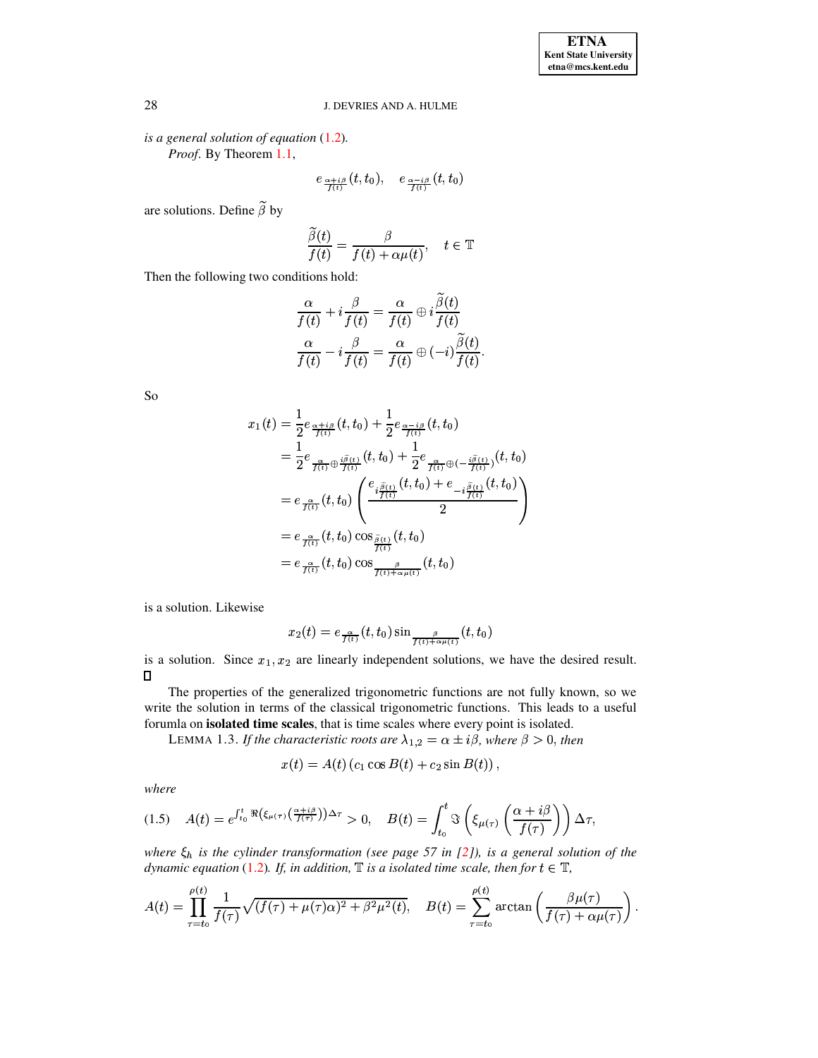*is a general solution of equation* (1.2).

*Proof*. By Theorem 1.1,

$$e_{\frac{\alpha+i\beta}{f(t)}}(t,t_0), \quad e_{\frac{\alpha-i\beta}{f(t)}}(t,t_0)$$

are solutions. Define $\widetilde{\beta}$ by

$$\frac{\widetilde{\beta}(t)}{f(t)} = \frac{\beta}{f(t)+\alpha\mu(t)}, \quad t \in \mathbb{T}$$

Then the following two conditions hold:

$$\frac{\alpha}{f(t)} + i\frac{\beta}{f(t)} = \frac{\alpha}{f(t)} \oplus i\frac{\widetilde{\beta}(t)}{f(t)}$$

$$\frac{\alpha}{f(t)} - i\frac{\beta}{f(t)} = \frac{\alpha}{f(t)} \oplus (-i)\frac{\widetilde{\beta}(t)}{f(t)}.$$

So

$$\begin{aligned}
x_1(t) &= \frac{1}{2}e_{\frac{\alpha+i\beta}{f(t)}}(t,t_0) + \frac{1}{2}e_{\frac{\alpha-i\beta}{f(t)}}(t,t_0) \\
&= \frac{1}{2}e_{\frac{\alpha}{f(t)}\oplus\frac{i\tilde{\beta}(t)}{f(t)}}(t,t_0) + \frac{1}{2}e_{\frac{\alpha}{f(t)}\oplus(-\frac{i\tilde{\beta}(t)}{f(t)})}(t,t_0) \\
&= e_{\frac{\alpha}{f(t)}}(t,t_0)\left(\frac{e_{i\frac{\tilde{\beta}(t)}{f(t)}}(t,t_0) + e_{-i\frac{\tilde{\beta}(t)}{f(t)}}(t,t_0)}{2}\right) \\
&= e_{\frac{\alpha}{f(t)}}(t,t_0)\cos_{\frac{\tilde{\beta}(t)}{f(t)}}(t,t_0) \\
&= e_{\frac{\alpha}{f(t)}}(t,t_0)\cos_{\frac{\beta}{f(t)+\alpha\mu(t)}}(t,t_0)
\end{aligned}$$

is a solution. Likewise

$$x_2(t) = e_{\frac{\alpha}{f(t)}}(t,t_0)\sin_{\frac{\beta}{f(t)+\alpha\mu(t)}}(t,t_0)$$

is a solution. Since $x_1, x_2$ are linearly independent solutions, we have the desired result. ∎

The properties of the generalized trigonometric functions are not fully known, so we write the solution in terms of the classical trigonometric functions. This leads to a useful forumla on **isolated time scales**, that is time scales where every point is isolated.

LEMMA 1.3. *If the characteristic roots are $\lambda_{1,2} = \alpha \pm i\beta$, where $\beta > 0$, then*

$$x(t) = A(t)\left(c_1\cos B(t) + c_2\sin B(t)\right),$$

*where*

$$A(t) = e^{\int_{t_0}^{t}\Re\left(\xi_{\mu(\tau)}\left(\frac{\alpha+i\beta}{f(\tau)}\right)\right)\Delta\tau} > 0, \quad B(t) = \int_{t_0}^{t}\Im\left(\xi_{\mu(\tau)}\left(\frac{\alpha+i\beta}{f(\tau)}\right)\right)\Delta\tau, \tag{1.5}$$

*where $\xi_h$ is the cylinder transformation (see page 57 in [2]), is a general solution of the dynamic equation* (1.2)*. If, in addition, $\mathbb{T}$ is a isolated time scale, then for $t \in \mathbb{T}$,*

$$A(t) = \prod_{\tau=t_0}^{\rho(t)}\frac{1}{f(\tau)}\sqrt{(f(\tau)+\mu(\tau)\alpha)^2+\beta^2\mu^2(t)}, \quad B(t) = \sum_{\tau=t_0}^{\rho(t)}\arctan\left(\frac{\beta\mu(\tau)}{f(\tau)+\alpha\mu(\tau)}\right).$$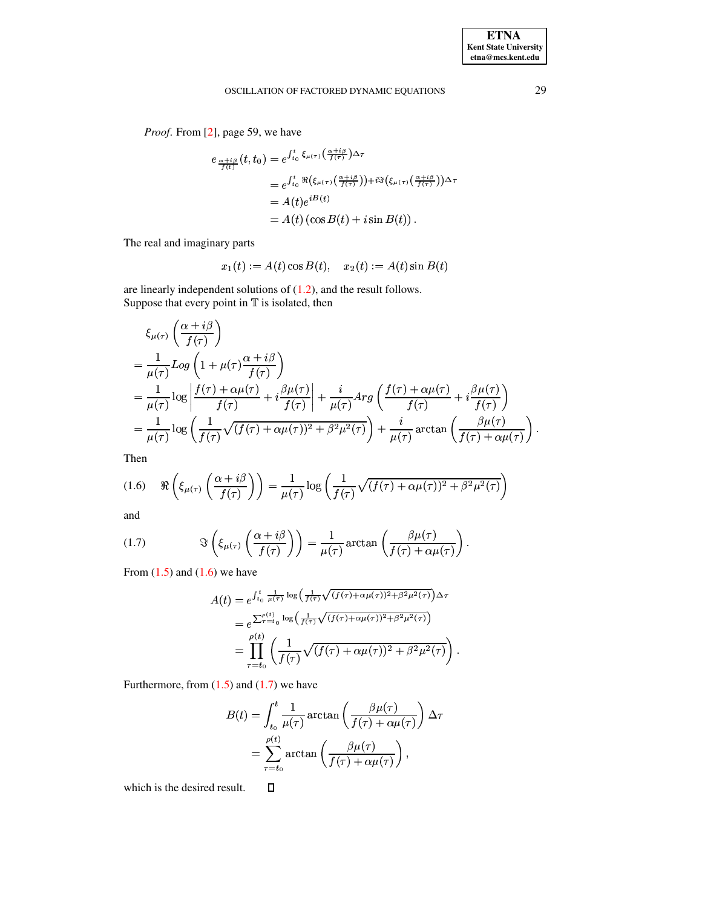*Proof.* From [2], page 59, we have

$$
\begin{aligned}
e_{\frac{\alpha+i\beta}{f(t)}}(t,t_0) &= e^{\int_{t_0}^{t} \xi_{\mu(\tau)}\left(\frac{\alpha+i\beta}{f(\tau)}\right)\Delta\tau} \\
&= e^{\int_{t_0}^{t} \Re\left(\xi_{\mu(\tau)}\left(\frac{\alpha+i\beta}{f(\tau)}\right)\right)+i\Im\left(\xi_{\mu(\tau)}\left(\frac{\alpha+i\beta}{f(\tau)}\right)\right)\Delta\tau} \\
&= A(t)e^{iB(t)} \\
&= A(t)\left(\cos B(t) + i\sin B(t)\right).
\end{aligned}
$$

The real and imaginary parts

$$
x_1(t) := A(t)\cos B(t), \quad x_2(t) := A(t)\sin B(t)
$$

are linearly independent solutions of (1.2), and the result follows.
Suppose that every point in $\mathbb{T}$ is isolated, then

$$
\begin{aligned}
&\xi_{\mu(\tau)}\left(\frac{\alpha+i\beta}{f(\tau)}\right) \\
&= \frac{1}{\mu(\tau)} Log\left(1+\mu(\tau)\frac{\alpha+i\beta}{f(\tau)}\right) \\
&= \frac{1}{\mu(\tau)}\log\left|\frac{f(\tau)+\alpha\mu(\tau)}{f(\tau)} + i\frac{\beta\mu(\tau)}{f(\tau)}\right| + \frac{i}{\mu(\tau)} Arg\left(\frac{f(\tau)+\alpha\mu(\tau)}{f(\tau)} + i\frac{\beta\mu(\tau)}{f(\tau)}\right) \\
&= \frac{1}{\mu(\tau)}\log\left(\frac{1}{f(\tau)}\sqrt{(f(\tau)+\alpha\mu(\tau))^2+\beta^2\mu^2(\tau)}\right) + \frac{i}{\mu(\tau)}\arctan\left(\frac{\beta\mu(\tau)}{f(\tau)+\alpha\mu(\tau)}\right).
\end{aligned}
$$

Then

$$
\Re\left(\xi_{\mu(\tau)}\left(\frac{\alpha+i\beta}{f(\tau)}\right)\right) = \frac{1}{\mu(\tau)}\log\left(\frac{1}{f(\tau)}\sqrt{(f(\tau)+\alpha\mu(\tau))^2+\beta^2\mu^2(\tau)}\right) \tag{1.6}
$$

and

$$
\Im\left(\xi_{\mu(\tau)}\left(\frac{\alpha+i\beta}{f(\tau)}\right)\right) = \frac{1}{\mu(\tau)}\arctan\left(\frac{\beta\mu(\tau)}{f(\tau)+\alpha\mu(\tau)}\right). \tag{1.7}
$$

From (1.5) and (1.6) we have

$$
\begin{aligned}
A(t) &= e^{\int_{t_0}^{t} \frac{1}{\mu(\tau)}\log\left(\frac{1}{f(\tau)}\sqrt{(f(\tau)+\alpha\mu(\tau))^2+\beta^2\mu^2(\tau)}\right)\Delta\tau} \\
&= e^{\sum_{\tau=t_0}^{\rho(t)} \log\left(\frac{1}{f(\tau)}\sqrt{(f(\tau)+\alpha\mu(\tau))^2+\beta^2\mu^2(\tau)}\right)} \\
&= \prod_{\tau=t_0}^{\rho(t)}\left(\frac{1}{f(\tau)}\sqrt{(f(\tau)+\alpha\mu(\tau))^2+\beta^2\mu^2(\tau)}\right).
\end{aligned}
$$

Furthermore, from (1.5) and (1.7) we have

$$
\begin{aligned}
B(t) &= \int_{t_0}^{t} \frac{1}{\mu(\tau)}\arctan\left(\frac{\beta\mu(\tau)}{f(\tau)+\alpha\mu(\tau)}\right)\Delta\tau \\
&= \sum_{\tau=t_0}^{\rho(t)}\arctan\left(\frac{\beta\mu(\tau)}{f(\tau)+\alpha\mu(\tau)}\right),
\end{aligned}
$$

which is the desired result. $\square$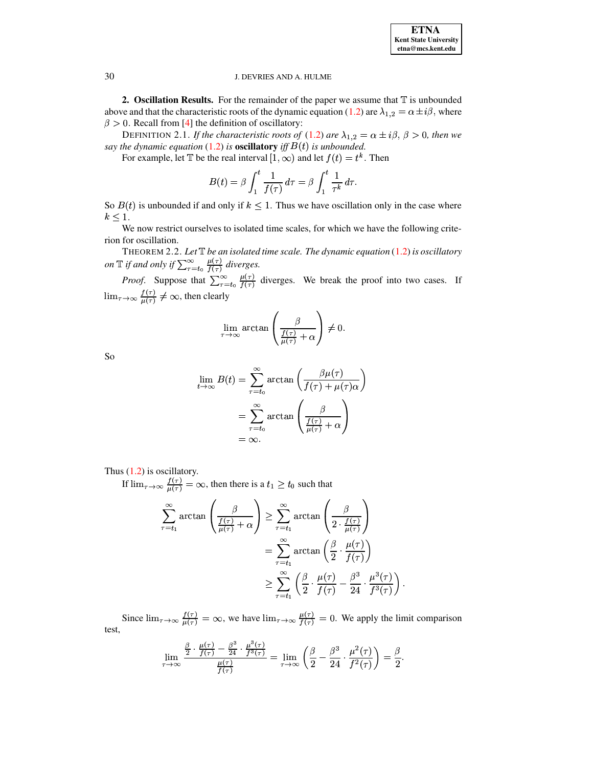**2. Oscillation Results.** For the remainder of the paper we assume that $\mathbb{T}$ is unbounded above and that the characteristic roots of the dynamic equation (1.2) are $\lambda_{1,2} = \alpha \pm i\beta$, where $\beta > 0$. Recall from [4] the definition of oscillatory:

DEFINITION 2.1. *If the characteristic roots of* (1.2) *are* $\lambda_{1,2} = \alpha \pm i\beta$, $\beta > 0$, *then we say the dynamic equation* (1.2) *is* **oscillatory** *iff* $B(t)$ *is unbounded.*

For example, let $\mathbb{T}$ be the real interval $[1, \infty)$ and let $f(t) = t^k$. Then

$$B(t) = \beta \int_1^t \frac{1}{f(\tau)}\, d\tau = \beta \int_1^t \frac{1}{\tau^k}\, d\tau.$$

So $B(t)$ is unbounded if and only if $k \leq 1$. Thus we have oscillation only in the case where $k \leq 1$.

We now restrict ourselves to isolated time scales, for which we have the following criterion for oscillation.

THEOREM 2.2. *Let* $\mathbb{T}$ *be an isolated time scale. The dynamic equation* (1.2) *is oscillatory on* $\mathbb{T}$ *if and only if* $\sum_{\tau=t_0}^{\infty} \frac{\mu(\tau)}{f(\tau)}$ *diverges.*

*Proof.* Suppose that $\sum_{\tau=t_0}^{\infty} \frac{\mu(\tau)}{f(\tau)}$ diverges. We break the proof into two cases. If $\lim_{\tau\to\infty} \frac{f(\tau)}{\mu(\tau)} \neq \infty$, then clearly

$$\lim_{\tau\to\infty} \arctan\left(\frac{\beta}{\frac{f(\tau)}{\mu(\tau)} + \alpha}\right) \neq 0.$$

So

$$\begin{aligned}
\lim_{t\to\infty} B(t) &= \sum_{\tau=t_0}^{\infty} \arctan\left(\frac{\beta\mu(\tau)}{f(\tau) + \mu(\tau)\alpha}\right) \\
&= \sum_{\tau=t_0}^{\infty} \arctan\left(\frac{\beta}{\frac{f(\tau)}{\mu(\tau)} + \alpha}\right) \\
&= \infty.
\end{aligned}$$

Thus (1.2) is oscillatory.

If $\lim_{\tau\to\infty} \frac{f(\tau)}{\mu(\tau)} = \infty$, then there is a $t_1 \geq t_0$ such that

$$\begin{aligned}
\sum_{\tau=t_1}^{\infty} \arctan\left(\frac{\beta}{\frac{f(\tau)}{\mu(\tau)} + \alpha}\right) &\geq \sum_{\tau=t_1}^{\infty} \arctan\left(\frac{\beta}{2 \cdot \frac{f(\tau)}{\mu(\tau)}}\right) \\
&= \sum_{\tau=t_1}^{\infty} \arctan\left(\frac{\beta}{2} \cdot \frac{\mu(\tau)}{f(\tau)}\right) \\
&\geq \sum_{\tau=t_1}^{\infty} \left(\frac{\beta}{2} \cdot \frac{\mu(\tau)}{f(\tau)} - \frac{\beta^3}{24} \cdot \frac{\mu^3(\tau)}{f^3(\tau)}\right).
\end{aligned}$$

Since $\lim_{\tau\to\infty} \frac{f(\tau)}{\mu(\tau)} = \infty$, we have $\lim_{\tau\to\infty} \frac{\mu(\tau)}{f(\tau)} = 0$. We apply the limit comparison test,

$$\lim_{\tau\to\infty} \frac{\frac{\beta}{2} \cdot \frac{\mu(\tau)}{f(\tau)} - \frac{\beta^3}{24} \cdot \frac{\mu^3(\tau)}{f^3(\tau)}}{\frac{\mu(\tau)}{f(\tau)}} = \lim_{\tau\to\infty} \left(\frac{\beta}{2} - \frac{\beta^3}{24} \cdot \frac{\mu^2(\tau)}{f^2(\tau)}\right) = \frac{\beta}{2}.$$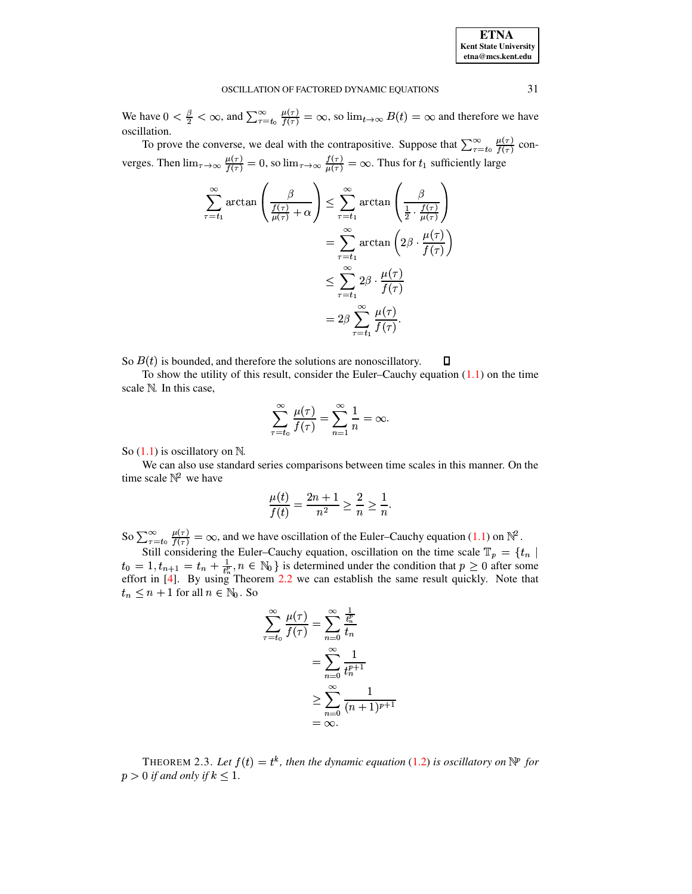We have $0 < \frac{\beta}{2} < \infty$, and $\sum_{\tau=t_0}^{\infty} \frac{\mu(\tau)}{f(\tau)} = \infty$, so $\lim_{t\to\infty} B(t) = \infty$ and therefore we have oscillation.

To prove the converse, we deal with the contrapositive. Suppose that $\sum_{\tau=t_0}^{\infty} \frac{\mu(\tau)}{f(\tau)}$ converges. Then $\lim_{\tau\to\infty} \frac{\mu(\tau)}{f(\tau)} = 0$, so $\lim_{\tau\to\infty} \frac{f(\tau)}{\mu(\tau)} = \infty$. Thus for $t_1$ sufficiently large

$$
\begin{aligned}
\sum_{\tau=t_1}^{\infty} \arctan\left(\frac{\beta}{\frac{f(\tau)}{\mu(\tau)} + \alpha}\right) &\le \sum_{\tau=t_1}^{\infty} \arctan\left(\frac{\beta}{\frac{1}{2}\cdot\frac{f(\tau)}{\mu(\tau)}}\right) \\
&= \sum_{\tau=t_1}^{\infty} \arctan\left(2\beta\cdot\frac{\mu(\tau)}{f(\tau)}\right) \\
&\le \sum_{\tau=t_1}^{\infty} 2\beta\cdot\frac{\mu(\tau)}{f(\tau)} \\
&= 2\beta\sum_{\tau=t_1}^{\infty} \frac{\mu(\tau)}{f(\tau)}.
\end{aligned}
$$

So $B(t)$ is bounded, and therefore the solutions are nonoscillatory. ☐

To show the utility of this result, consider the Euler–Cauchy equation (1.1) on the time scale $\mathbb{N}$. In this case,

$$
\sum_{\tau=t_0}^{\infty} \frac{\mu(\tau)}{f(\tau)} = \sum_{n=1}^{\infty} \frac{1}{n} = \infty.
$$

So (1.1) is oscillatory on $\mathbb{N}$.

We can also use standard series comparisons between time scales in this manner. On the time scale $\mathbb{N}^2$ we have

$$
\frac{\mu(t)}{f(t)} = \frac{2n+1}{n^2} \ge \frac{2}{n} \ge \frac{1}{n}.
$$

So $\sum_{\tau=t_0}^{\infty} \frac{\mu(\tau)}{f(\tau)} = \infty$, and we have oscillation of the Euler–Cauchy equation (1.1) on $\mathbb{N}^2$.

Still considering the Euler–Cauchy equation, oscillation on the time scale $\mathbb{T}_p = \{t_n \mid t_0 = 1, t_{n+1} = t_n + \frac{1}{t_n^p}, n \in \mathbb{N}_0\}$ is determined under the condition that $p \ge 0$ after some effort in [4]. By using Theorem 2.2 we can establish the same result quickly. Note that $t_n \le n+1$ for all $n \in \mathbb{N}_0$. So

$$
\begin{aligned}
\sum_{\tau=t_0}^{\infty} \frac{\mu(\tau)}{f(\tau)} &= \sum_{n=0}^{\infty} \frac{\frac{1}{t_n^p}}{t_n} \\
&= \sum_{n=0}^{\infty} \frac{1}{t_n^{p+1}} \\
&\ge \sum_{n=0}^{\infty} \frac{1}{(n+1)^{p+1}} \\
&= \infty.
\end{aligned}
$$

THEOREM 2.3. *Let $f(t) = t^k$, then the dynamic equation (1.2) is oscillatory on $\mathbb{N}^p$ for $p > 0$ if and only if $k \le 1$.*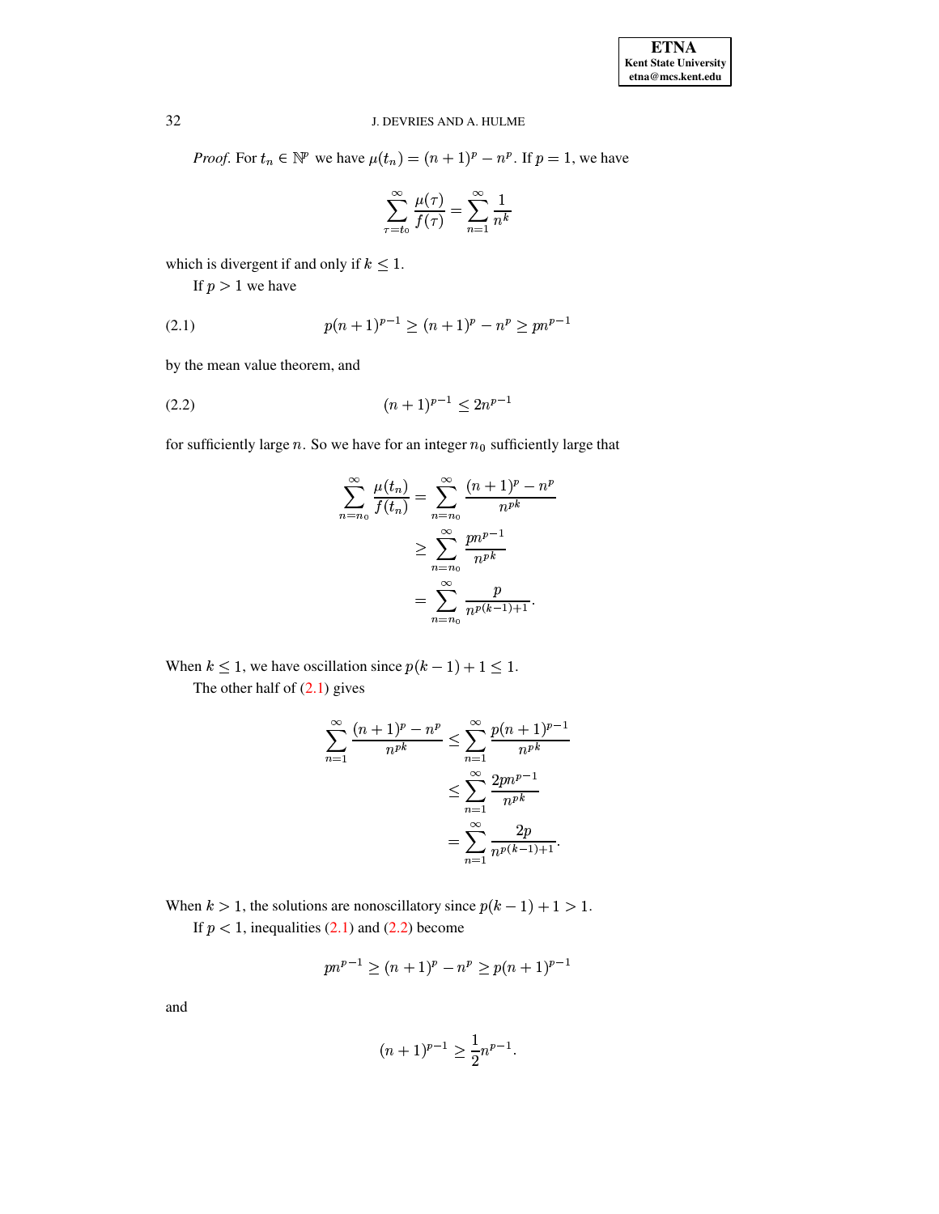*Proof.* For $t_n \in \mathbb{N}^p$ we have $\mu(t_n) = (n+1)^p - n^p$. If $p = 1$, we have

$$\sum_{\tau=t_0}^{\infty} \frac{\mu(\tau)}{f(\tau)} = \sum_{n=1}^{\infty} \frac{1}{n^k}$$

which is divergent if and only if $k \leq 1$.

If $p > 1$ we have

$$p(n+1)^{p-1} \geq (n+1)^p - n^p \geq pn^{p-1} \tag{2.1}$$

by the mean value theorem, and

$$(n+1)^{p-1} \leq 2n^{p-1} \tag{2.2}$$

for sufficiently large $n$. So we have for an integer $n_0$ sufficiently large that

$$\begin{aligned}
\sum_{n=n_0}^{\infty} \frac{\mu(t_n)}{f(t_n)} &= \sum_{n=n_0}^{\infty} \frac{(n+1)^p - n^p}{n^{pk}} \\
&\geq \sum_{n=n_0}^{\infty} \frac{pn^{p-1}}{n^{pk}} \\
&= \sum_{n=n_0}^{\infty} \frac{p}{n^{p(k-1)+1}}.
\end{aligned}$$

When $k \leq 1$, we have oscillation since $p(k-1) + 1 \leq 1$.

The other half of (2.1) gives

$$\begin{aligned}
\sum_{n=1}^{\infty} \frac{(n+1)^p - n^p}{n^{pk}} &\leq \sum_{n=1}^{\infty} \frac{p(n+1)^{p-1}}{n^{pk}} \\
&\leq \sum_{n=1}^{\infty} \frac{2pn^{p-1}}{n^{pk}} \\
&= \sum_{n=1}^{\infty} \frac{2p}{n^{p(k-1)+1}}.
\end{aligned}$$

When $k > 1$, the solutions are nonoscillatory since $p(k-1) + 1 > 1$.

If $p < 1$, inequalities (2.1) and (2.2) become

$$pn^{p-1} \geq (n+1)^p - n^p \geq p(n+1)^{p-1}$$

and

$$(n+1)^{p-1} \geq \frac{1}{2} n^{p-1}.$$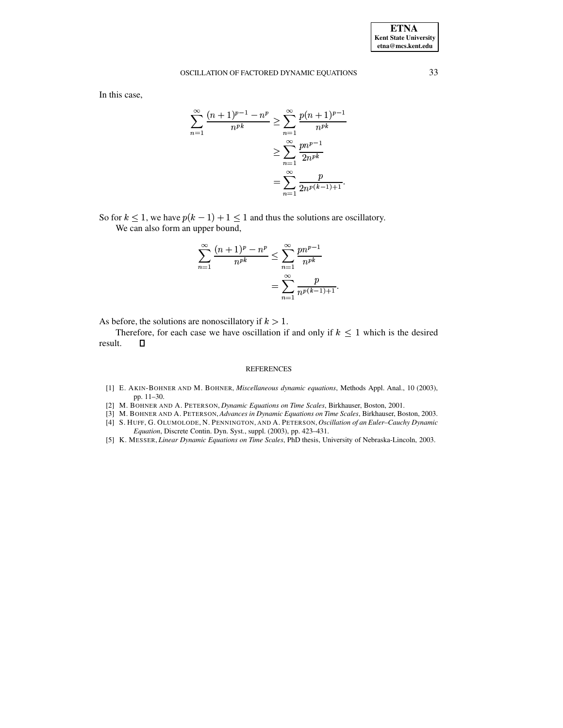In this case,

$$
\begin{aligned}
\sum_{n=1}^{\infty} \frac{(n+1)^{p-1} - n^p}{n^{pk}} &\geq \sum_{n=1}^{\infty} \frac{p(n+1)^{p-1}}{n^{pk}} \\
&\geq \sum_{n=1}^{\infty} \frac{pn^{p-1}}{2n^{pk}} \\
&= \sum_{n=1}^{\infty} \frac{p}{2n^{p(k-1)+1}}.
\end{aligned}
$$

So for $k \leq 1$, we have $p(k-1)+1 \leq 1$ and thus the solutions are oscillatory.

We can also form an upper bound,

$$
\begin{aligned}
\sum_{n=1}^{\infty} \frac{(n+1)^p - n^p}{n^{pk}} &\leq \sum_{n=1}^{\infty} \frac{pn^{p-1}}{n^{pk}} \\
&= \sum_{n=1}^{\infty} \frac{p}{n^{p(k-1)+1}}.
\end{aligned}
$$

As before, the solutions are nonoscillatory if $k > 1$.

Therefore, for each case we have oscillation if and only if $k \leq 1$ which is the desired result. $\square$

## REFERENCES

[1] E. Akin-Bohner and M. Bohner, *Miscellaneous dynamic equations*, Methods Appl. Anal., 10 (2003), pp. 11–30.

[2] M. Bohner and A. Peterson, *Dynamic Equations on Time Scales*, Birkhauser, Boston, 2001.

[3] M. Bohner and A. Peterson, *Advances in Dynamic Equations on Time Scales*, Birkhauser, Boston, 2003.

[4] S. Huff, G. Olumolode, N. Pennington, and A. Peterson, *Oscillation of an Euler–Cauchy Dynamic Equation*, Discrete Contin. Dyn. Syst., suppl. (2003), pp. 423–431.

[5] K. Messer, *Linear Dynamic Equations on Time Scales*, PhD thesis, University of Nebraska-Lincoln, 2003.